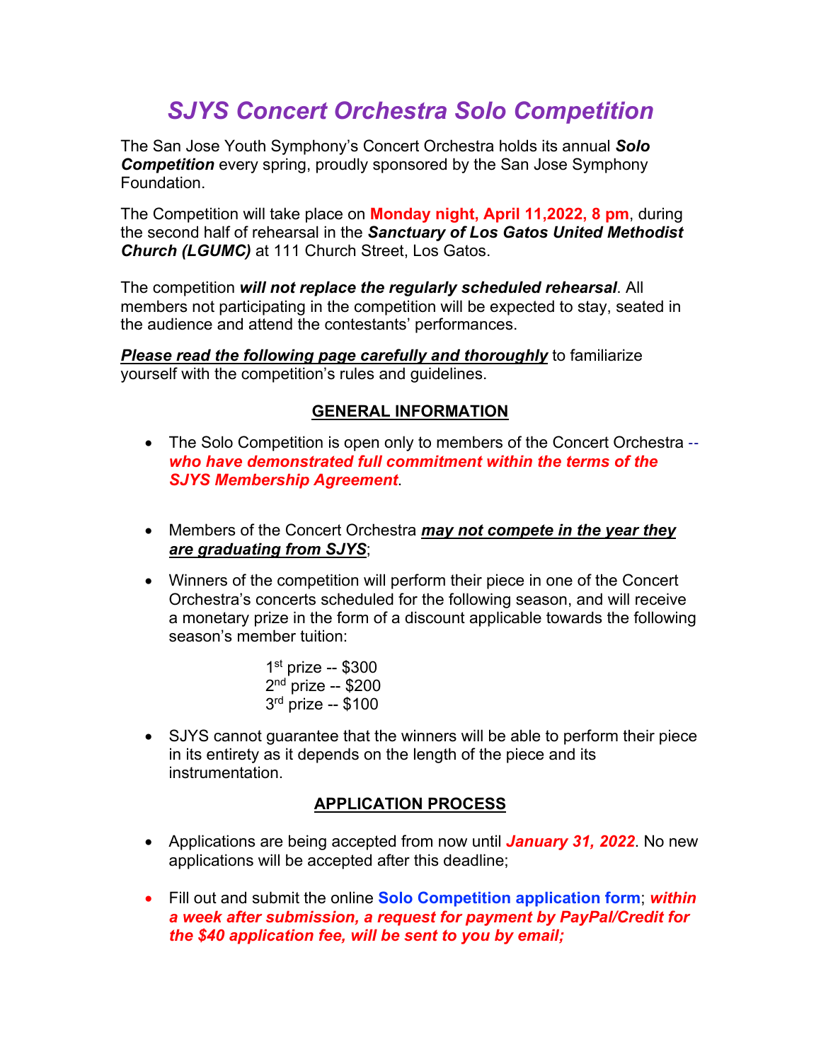# *SJYS Concert Orchestra Solo Competition*

The San Jose Youth Symphony's Concert Orchestra holds its annual ***Solo Competition*** every spring, proudly sponsored by the San Jose Symphony Foundation.

The Competition will take place on **Monday night, April 11,2022, 8 pm**, during the second half of rehearsal in the ***Sanctuary of Los Gatos United Methodist Church (LGUMC)*** at 111 Church Street, Los Gatos.

The competition ***will not replace the regularly scheduled rehearsal***. All members not participating in the competition will be expected to stay, seated in the audience and attend the contestants' performances.

***Please read the following page carefully and thoroughly*** to familiarize yourself with the competition's rules and guidelines.

## GENERAL INFORMATION

- The Solo Competition is open only to members of the Concert Orchestra -- ***who have demonstrated full commitment within the terms of the SJYS Membership Agreement***.

- Members of the Concert Orchestra ***may not compete in the year they are graduating from SJYS***;

- Winners of the competition will perform their piece in one of the Concert Orchestra's concerts scheduled for the following season, and will receive a monetary prize in the form of a discount applicable towards the following season's member tuition:

  1st prize -- $300
  2nd prize -- $200
  3rd prize -- $100

- SJYS cannot guarantee that the winners will be able to perform their piece in its entirety as it depends on the length of the piece and its instrumentation.

## APPLICATION PROCESS

- Applications are being accepted from now until ***January 31, 2022***. No new applications will be accepted after this deadline;

- Fill out and submit the online **Solo Competition application form**; ***within a week after submission, a request for payment by PayPal/Credit for the $40 application fee, will be sent to you by email;***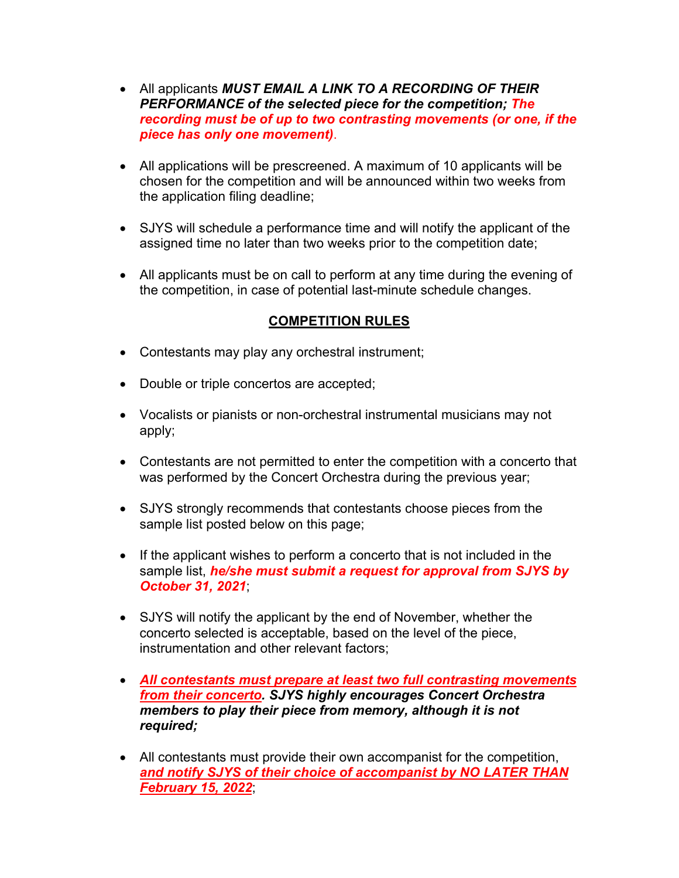- All applicants ***MUST EMAIL A LINK TO A RECORDING OF THEIR PERFORMANCE of the selected piece for the competition; The recording must be of up to two contrasting movements (or one, if the piece has only one movement)***.

- All applications will be prescreened. A maximum of 10 applicants will be chosen for the competition and will be announced within two weeks from the application filing deadline;

- SJYS will schedule a performance time and will notify the applicant of the assigned time no later than two weeks prior to the competition date;

- All applicants must be on call to perform at any time during the evening of the competition, in case of potential last-minute schedule changes.

## COMPETITION RULES

- Contestants may play any orchestral instrument;

- Double or triple concertos are accepted;

- Vocalists or pianists or non-orchestral instrumental musicians may not apply;

- Contestants are not permitted to enter the competition with a concerto that was performed by the Concert Orchestra during the previous year;

- SJYS strongly recommends that contestants choose pieces from the sample list posted below on this page;

- If the applicant wishes to perform a concerto that is not included in the sample list, ***he/she must submit a request for approval from SJYS by October 31, 2021***;

- SJYS will notify the applicant by the end of November, whether the concerto selected is acceptable, based on the level of the piece, instrumentation and other relevant factors;

- ***All contestants must prepare at least two full contrasting movements from their concerto. SJYS highly encourages Concert Orchestra members to play their piece from memory, although it is not required;***

- All contestants must provide their own accompanist for the competition, ***and notify SJYS of their choice of accompanist by NO LATER THAN February 15, 2022***;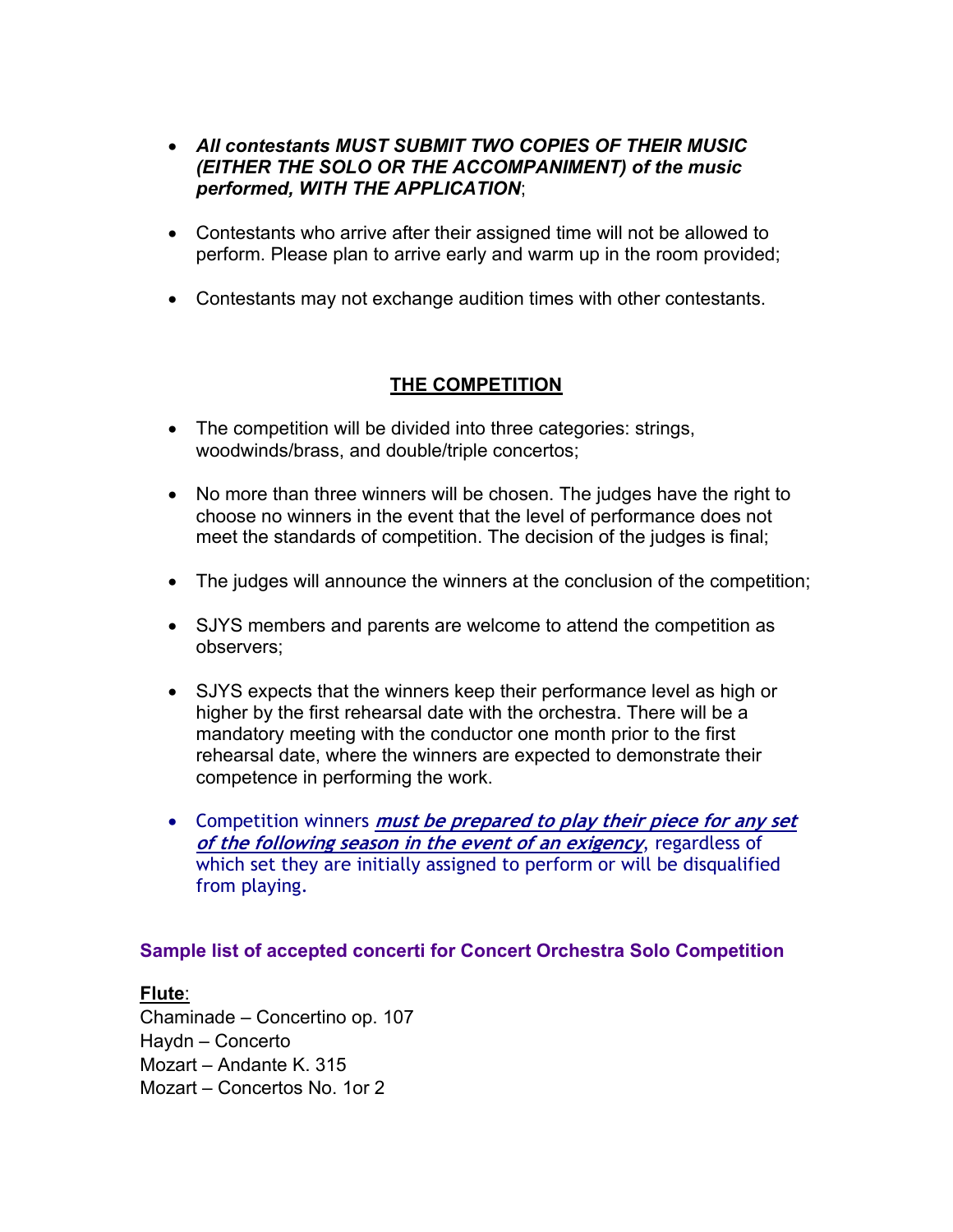- ***All contestants MUST SUBMIT TWO COPIES OF THEIR MUSIC (EITHER THE SOLO OR THE ACCOMPANIMENT) of the music performed, WITH THE APPLICATION***;

- Contestants who arrive after their assigned time will not be allowed to perform. Please plan to arrive early and warm up in the room provided;

- Contestants may not exchange audition times with other contestants.

## THE COMPETITION

- The competition will be divided into three categories: strings, woodwinds/brass, and double/triple concertos;

- No more than three winners will be chosen. The judges have the right to choose no winners in the event that the level of performance does not meet the standards of competition. The decision of the judges is final;

- The judges will announce the winners at the conclusion of the competition;

- SJYS members and parents are welcome to attend the competition as observers;

- SJYS expects that the winners keep their performance level as high or higher by the first rehearsal date with the orchestra. There will be a mandatory meeting with the conductor one month prior to the first rehearsal date, where the winners are expected to demonstrate their competence in performing the work.

- Competition winners ***must be prepared to play their piece for any set of the following season in the event of an exigency***, regardless of which set they are initially assigned to perform or will be disqualified from playing.

### Sample list of accepted concerti for Concert Orchestra Solo Competition

**Flute**:
Chaminade – Concertino op. 107
Haydn – Concerto
Mozart – Andante K. 315
Mozart – Concertos No. 1or 2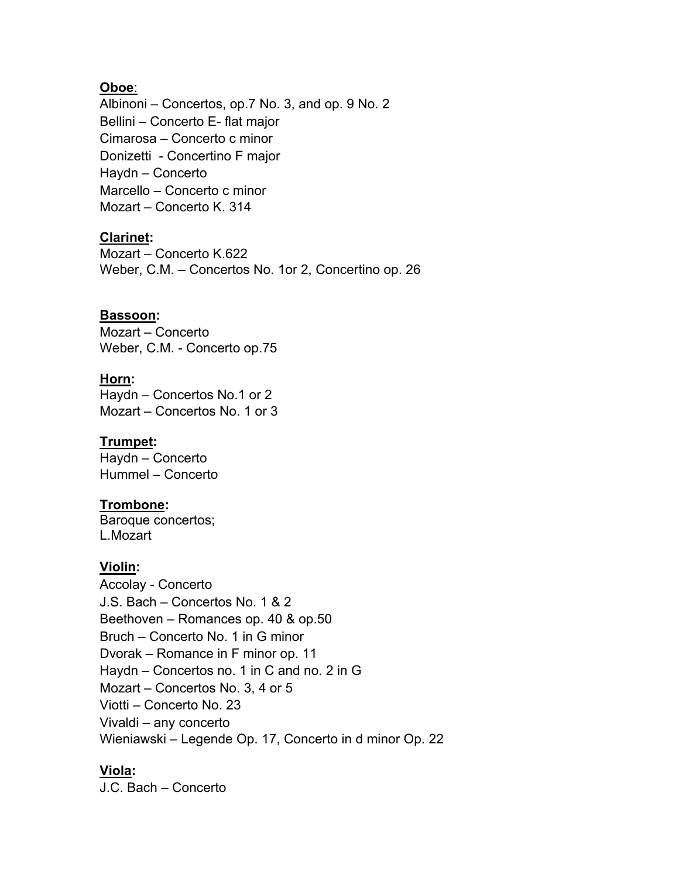**<u>Oboe</u>**:
Albinoni – Concertos, op.7 No. 3, and op. 9 No. 2
Bellini – Concerto E- flat major
Cimarosa – Concerto c minor
Donizetti - Concertino F major
Haydn – Concerto
Marcello – Concerto c minor
Mozart – Concerto K. 314

**<u>Clarinet</u>:**
Mozart – Concerto K.622
Weber, C.M. – Concertos No. 1or 2, Concertino op. 26

**<u>Bassoon</u>:**
Mozart – Concerto
Weber, C.M. - Concerto op.75

**<u>Horn</u>:**
Haydn – Concertos No.1 or 2
Mozart – Concertos No. 1 or 3

**<u>Trumpet</u>:**
Haydn – Concerto
Hummel – Concerto

**<u>Trombone</u>:**
Baroque concertos;
L.Mozart

**<u>Violin</u>:**
Accolay - Concerto
J.S. Bach – Concertos No. 1 & 2
Beethoven – Romances op. 40 & op.50
Bruch – Concerto No. 1 in G minor
Dvorak – Romance in F minor op. 11
Haydn – Concertos no. 1 in C and no. 2 in G
Mozart – Concertos No. 3, 4 or 5
Viotti – Concerto No. 23
Vivaldi – any concerto
Wieniawski – Legende Op. 17, Concerto in d minor Op. 22

**<u>Viola</u>:**
J.C. Bach – Concerto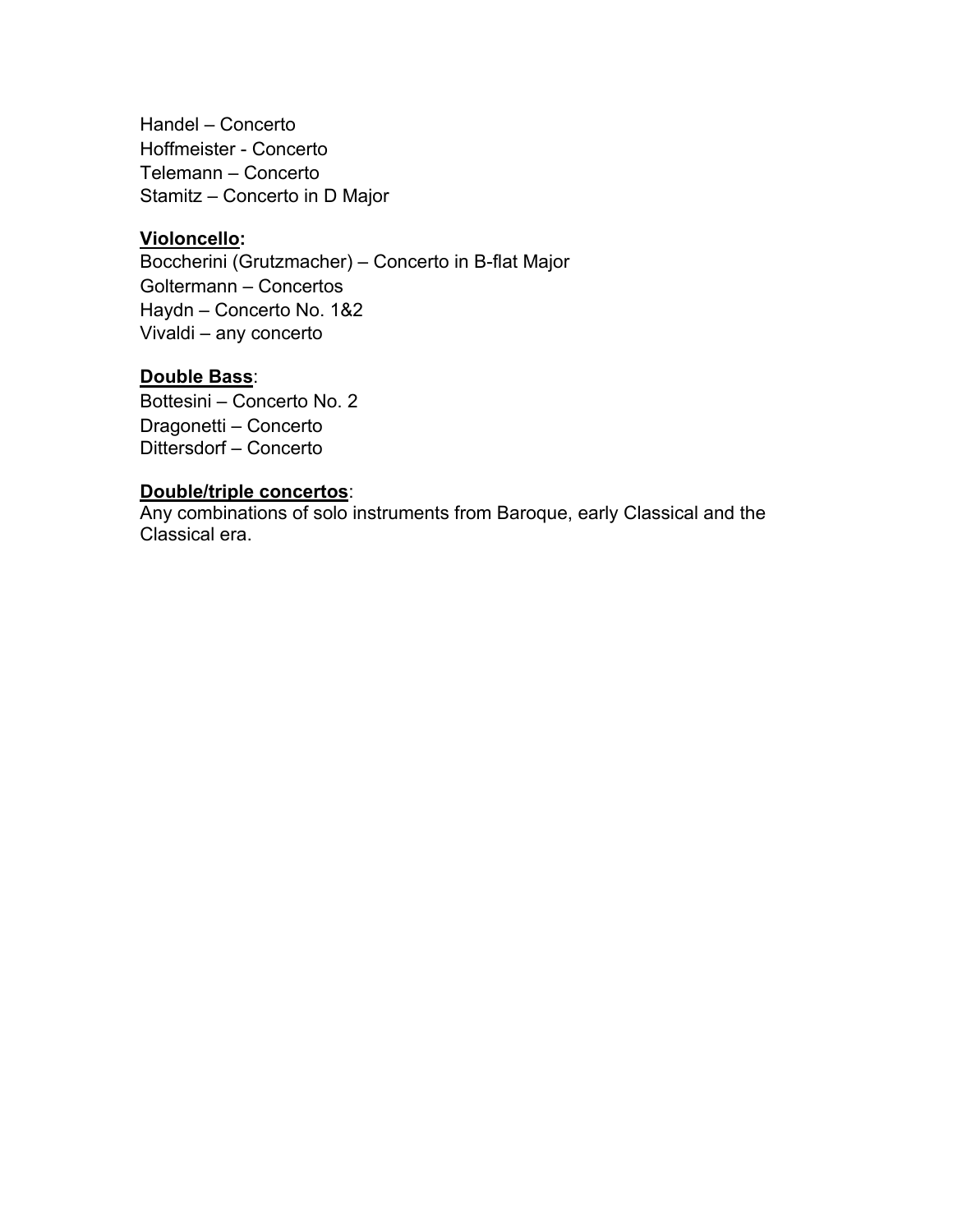Handel – Concerto
Hoffmeister - Concerto
Telemann – Concerto
Stamitz – Concerto in D Major

**Violoncello:**
Boccherini (Grutzmacher) – Concerto in B-flat Major
Goltermann – Concertos
Haydn – Concerto No. 1&2
Vivaldi – any concerto

**Double Bass**:
Bottesini – Concerto No. 2
Dragonetti – Concerto
Dittersdorf – Concerto

**Double/triple concertos**:
Any combinations of solo instruments from Baroque, early Classical and the Classical era.